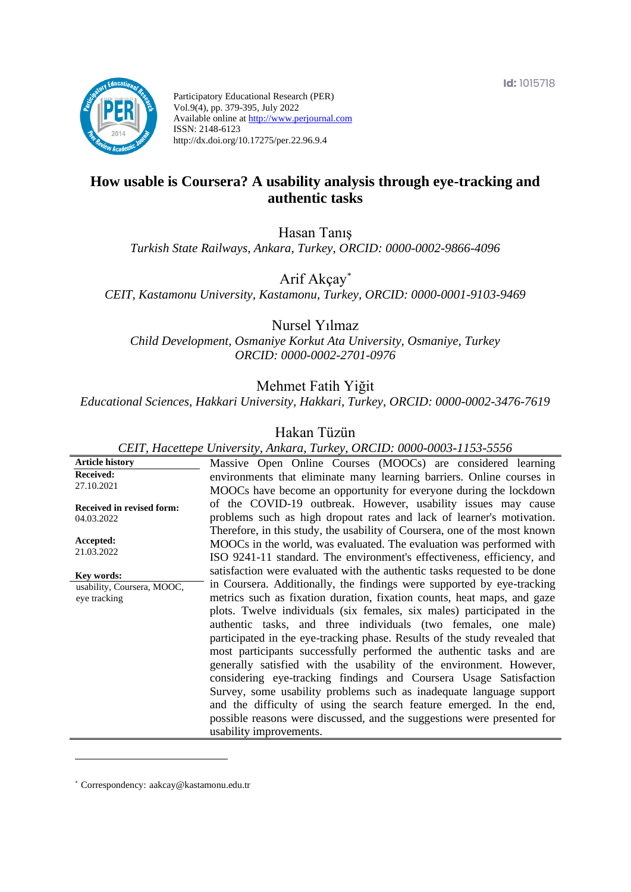Participatory Educational Research (PER)
Vol.9(4), pp. 379-395, July 2022
Available online at http://www.perjournal.com
ISSN: 2148-6123
http://dx.doi.org/10.17275/per.22.96.9.4

Id: 1015718

# How usable is Coursera? A usability analysis through eye-tracking and authentic tasks

Hasan Tanış
*Turkish State Railways, Ankara, Turkey, ORCID: 0000-0002-9866-4096*

Arif Akçay[*]
*CEIT, Kastamonu University, Kastamonu, Turkey, ORCID: 0000-0001-9103-9469*

Nursel Yılmaz
*Child Development, Osmaniye Korkut Ata University, Osmaniye, Turkey ORCID: 0000-0002-2701-0976*

Mehmet Fatih Yiğit
*Educational Sciences, Hakkari University, Hakkari, Turkey, ORCID: 0000-0002-3476-7619*

Hakan Tüzün
*CEIT, Hacettepe University, Ankara, Turkey, ORCID: 0000-0003-1153-5556*

**Article history**
**Received:**
27.10.2021

**Received in revised form:**
04.03.2022

**Accepted:**
21.03.2022

**Key words:**
usability, Coursera, MOOC, eye tracking

Massive Open Online Courses (MOOCs) are considered learning environments that eliminate many learning barriers. Online courses in MOOCs have become an opportunity for everyone during the lockdown of the COVID-19 outbreak. However, usability issues may cause problems such as high dropout rates and lack of learner's motivation. Therefore, in this study, the usability of Coursera, one of the most known MOOCs in the world, was evaluated. The evaluation was performed with ISO 9241-11 standard. The environment's effectiveness, efficiency, and satisfaction were evaluated with the authentic tasks requested to be done in Coursera. Additionally, the findings were supported by eye-tracking metrics such as fixation duration, fixation counts, heat maps, and gaze plots. Twelve individuals (six females, six males) participated in the authentic tasks, and three individuals (two females, one male) participated in the eye-tracking phase. Results of the study revealed that most participants successfully performed the authentic tasks and are generally satisfied with the usability of the environment. However, considering eye-tracking findings and Coursera Usage Satisfaction Survey, some usability problems such as inadequate language support and the difficulty of using the search feature emerged. In the end, possible reasons were discussed, and the suggestions were presented for usability improvements.

[*] Correspondency: aakcay@kastamonu.edu.tr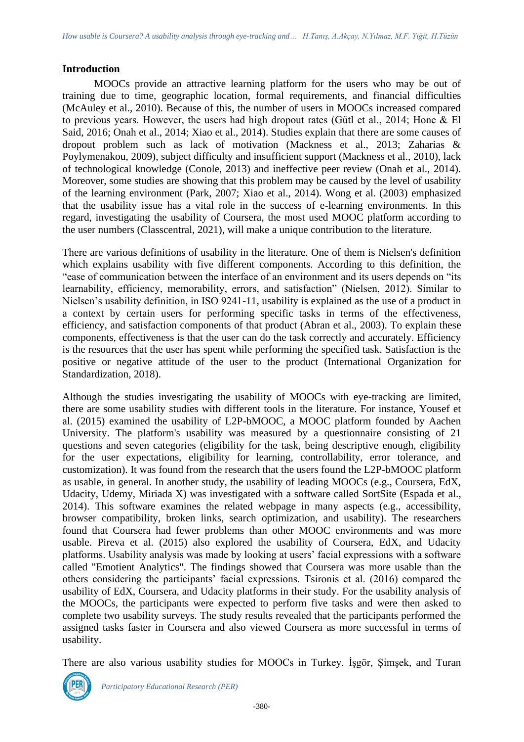## Introduction

MOOCs provide an attractive learning platform for the users who may be out of training due to time, geographic location, formal requirements, and financial difficulties (McAuley et al., 2010). Because of this, the number of users in MOOCs increased compared to previous years. However, the users had high dropout rates (Gütl et al., 2014; Hone & El Said, 2016; Onah et al., 2014; Xiao et al., 2014). Studies explain that there are some causes of dropout problem such as lack of motivation (Mackness et al., 2013; Zaharias & Poylymenakou, 2009), subject difficulty and insufficient support (Mackness et al., 2010), lack of technological knowledge (Conole, 2013) and ineffective peer review (Onah et al., 2014). Moreover, some studies are showing that this problem may be caused by the level of usability of the learning environment (Park, 2007; Xiao et al., 2014). Wong et al. (2003) emphasized that the usability issue has a vital role in the success of e-learning environments. In this regard, investigating the usability of Coursera, the most used MOOC platform according to the user numbers (Classcentral, 2021), will make a unique contribution to the literature.

There are various definitions of usability in the literature. One of them is Nielsen's definition which explains usability with five different components. According to this definition, the "ease of communication between the interface of an environment and its users depends on "its learnability, efficiency, memorability, errors, and satisfaction" (Nielsen, 2012). Similar to Nielsen's usability definition, in ISO 9241-11, usability is explained as the use of a product in a context by certain users for performing specific tasks in terms of the effectiveness, efficiency, and satisfaction components of that product (Abran et al., 2003). To explain these components, effectiveness is that the user can do the task correctly and accurately. Efficiency is the resources that the user has spent while performing the specified task. Satisfaction is the positive or negative attitude of the user to the product (International Organization for Standardization, 2018).

Although the studies investigating the usability of MOOCs with eye-tracking are limited, there are some usability studies with different tools in the literature. For instance, Yousef et al. (2015) examined the usability of L2P-bMOOC, a MOOC platform founded by Aachen University. The platform's usability was measured by a questionnaire consisting of 21 questions and seven categories (eligibility for the task, being descriptive enough, eligibility for the user expectations, eligibility for learning, controllability, error tolerance, and customization). It was found from the research that the users found the L2P-bMOOC platform as usable, in general. In another study, the usability of leading MOOCs (e.g., Coursera, EdX, Udacity, Udemy, Miriada X) was investigated with a software called SortSite (Espada et al., 2014). This software examines the related webpage in many aspects (e.g., accessibility, browser compatibility, broken links, search optimization, and usability). The researchers found that Coursera had fewer problems than other MOOC environments and was more usable. Pireva et al. (2015) also explored the usability of Coursera, EdX, and Udacity platforms. Usability analysis was made by looking at users' facial expressions with a software called "Emotient Analytics". The findings showed that Coursera was more usable than the others considering the participants' facial expressions. Tsironis et al. (2016) compared the usability of EdX, Coursera, and Udacity platforms in their study. For the usability analysis of the MOOCs, the participants were expected to perform five tasks and were then asked to complete two usability surveys. The study results revealed that the participants performed the assigned tasks faster in Coursera and also viewed Coursera as more successful in terms of usability.

There are also various usability studies for MOOCs in Turkey. İşgör, Şimşek, and Turan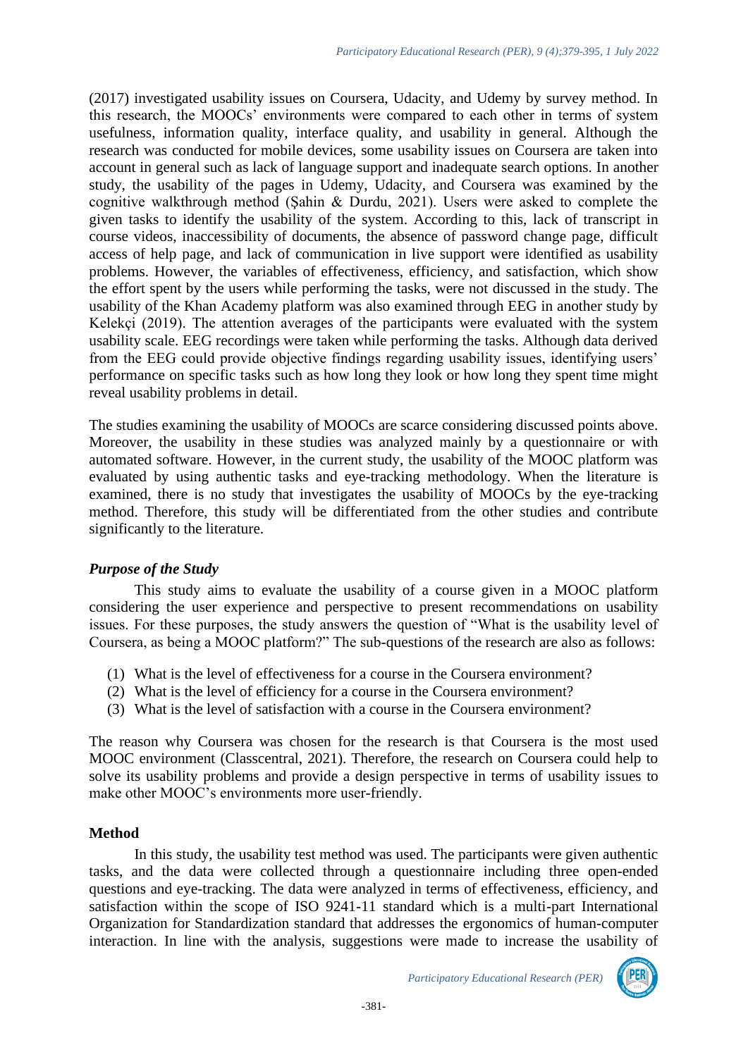(2017) investigated usability issues on Coursera, Udacity, and Udemy by survey method. In this research, the MOOCs' environments were compared to each other in terms of system usefulness, information quality, interface quality, and usability in general. Although the research was conducted for mobile devices, some usability issues on Coursera are taken into account in general such as lack of language support and inadequate search options. In another study, the usability of the pages in Udemy, Udacity, and Coursera was examined by the cognitive walkthrough method (Şahin & Durdu, 2021). Users were asked to complete the given tasks to identify the usability of the system. According to this, lack of transcript in course videos, inaccessibility of documents, the absence of password change page, difficult access of help page, and lack of communication in live support were identified as usability problems. However, the variables of effectiveness, efficiency, and satisfaction, which show the effort spent by the users while performing the tasks, were not discussed in the study. The usability of the Khan Academy platform was also examined through EEG in another study by Kelekçi (2019). The attention averages of the participants were evaluated with the system usability scale. EEG recordings were taken while performing the tasks. Although data derived from the EEG could provide objective findings regarding usability issues, identifying users' performance on specific tasks such as how long they look or how long they spent time might reveal usability problems in detail.

The studies examining the usability of MOOCs are scarce considering discussed points above. Moreover, the usability in these studies was analyzed mainly by a questionnaire or with automated software. However, in the current study, the usability of the MOOC platform was evaluated by using authentic tasks and eye-tracking methodology. When the literature is examined, there is no study that investigates the usability of MOOCs by the eye-tracking method. Therefore, this study will be differentiated from the other studies and contribute significantly to the literature.

### *Purpose of the Study*

This study aims to evaluate the usability of a course given in a MOOC platform considering the user experience and perspective to present recommendations on usability issues. For these purposes, the study answers the question of "What is the usability level of Coursera, as being a MOOC platform?" The sub-questions of the research are also as follows:

(1) What is the level of effectiveness for a course in the Coursera environment?
(2) What is the level of efficiency for a course in the Coursera environment?
(3) What is the level of satisfaction with a course in the Coursera environment?

The reason why Coursera was chosen for the research is that Coursera is the most used MOOC environment (Classcentral, 2021). Therefore, the research on Coursera could help to solve its usability problems and provide a design perspective in terms of usability issues to make other MOOC's environments more user-friendly.

## Method

In this study, the usability test method was used. The participants were given authentic tasks, and the data were collected through a questionnaire including three open-ended questions and eye-tracking. The data were analyzed in terms of effectiveness, efficiency, and satisfaction within the scope of ISO 9241-11 standard which is a multi-part International Organization for Standardization standard that addresses the ergonomics of human-computer interaction. In line with the analysis, suggestions were made to increase the usability of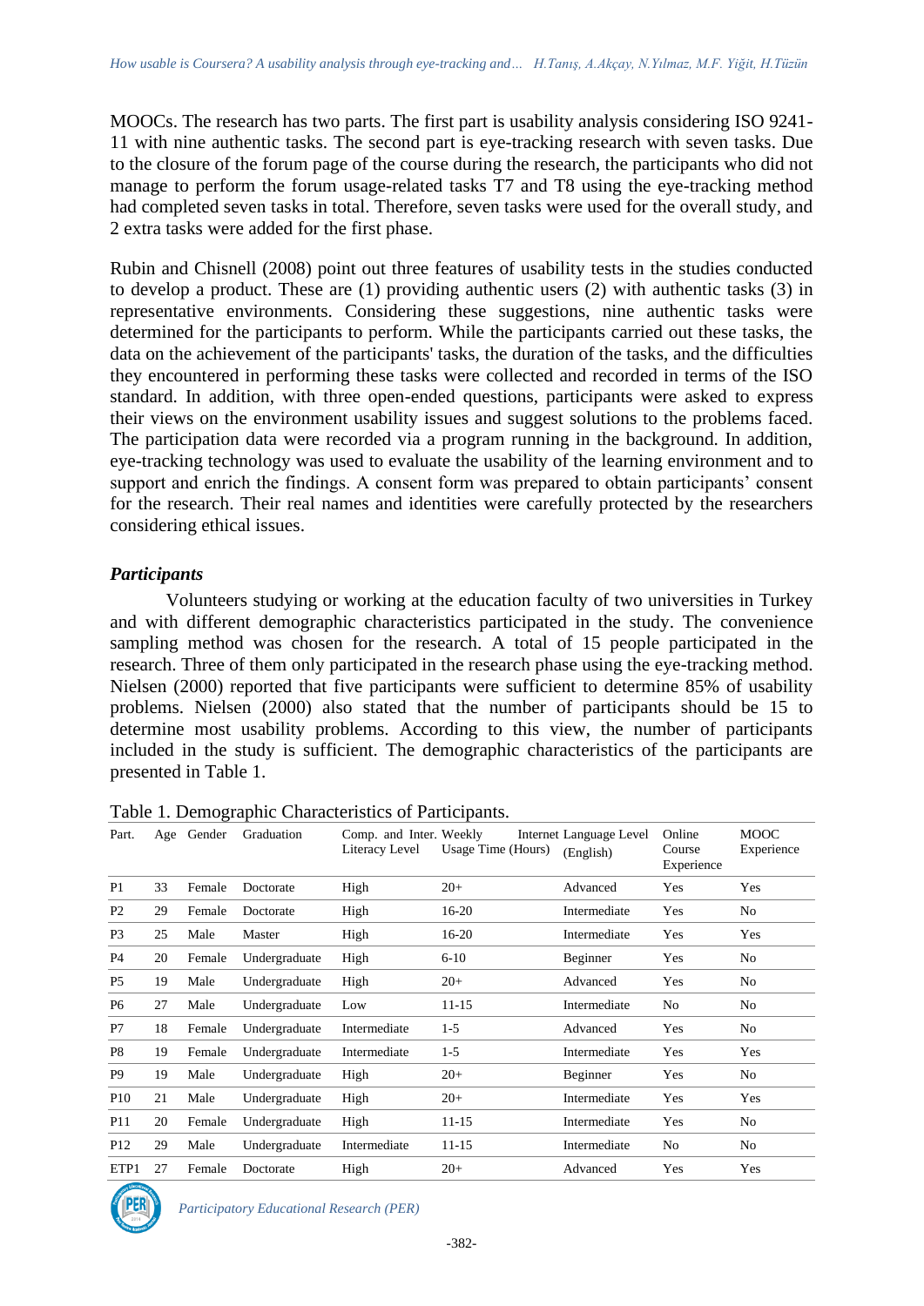MOOCs. The research has two parts. The first part is usability analysis considering ISO 9241-11 with nine authentic tasks. The second part is eye-tracking research with seven tasks. Due to the closure of the forum page of the course during the research, the participants who did not manage to perform the forum usage-related tasks T7 and T8 using the eye-tracking method had completed seven tasks in total. Therefore, seven tasks were used for the overall study, and 2 extra tasks were added for the first phase.

Rubin and Chisnell (2008) point out three features of usability tests in the studies conducted to develop a product. These are (1) providing authentic users (2) with authentic tasks (3) in representative environments. Considering these suggestions, nine authentic tasks were determined for the participants to perform. While the participants carried out these tasks, the data on the achievement of the participants' tasks, the duration of the tasks, and the difficulties they encountered in performing these tasks were collected and recorded in terms of the ISO standard. In addition, with three open-ended questions, participants were asked to express their views on the environment usability issues and suggest solutions to the problems faced. The participation data were recorded via a program running in the background. In addition, eye-tracking technology was used to evaluate the usability of the learning environment and to support and enrich the findings. A consent form was prepared to obtain participants' consent for the research. Their real names and identities were carefully protected by the researchers considering ethical issues.

### *Participants*

Volunteers studying or working at the education faculty of two universities in Turkey and with different demographic characteristics participated in the study. The convenience sampling method was chosen for the research. A total of 15 people participated in the research. Three of them only participated in the research phase using the eye-tracking method. Nielsen (2000) reported that five participants were sufficient to determine 85% of usability problems. Nielsen (2000) also stated that the number of participants should be 15 to determine most usability problems. According to this view, the number of participants included in the study is sufficient. The demographic characteristics of the participants are presented in Table 1.

Table 1. Demographic Characteristics of Participants.

| Part. | Age | Gender | Graduation | Comp. and Inter. Literacy Level | Weekly Internet Usage Time (Hours) | Language Level (English) | Online Course Experience | MOOC Experience |
|---|---|---|---|---|---|---|---|---|
| P1 | 33 | Female | Doctorate | High | 20+ | Advanced | Yes | Yes |
| P2 | 29 | Female | Doctorate | High | 16-20 | Intermediate | Yes | No |
| P3 | 25 | Male | Master | High | 16-20 | Intermediate | Yes | Yes |
| P4 | 20 | Female | Undergraduate | High | 6-10 | Beginner | Yes | No |
| P5 | 19 | Male | Undergraduate | High | 20+ | Advanced | Yes | No |
| P6 | 27 | Male | Undergraduate | Low | 11-15 | Intermediate | No | No |
| P7 | 18 | Female | Undergraduate | Intermediate | 1-5 | Advanced | Yes | No |
| P8 | 19 | Female | Undergraduate | Intermediate | 1-5 | Intermediate | Yes | Yes |
| P9 | 19 | Male | Undergraduate | High | 20+ | Beginner | Yes | No |
| P10 | 21 | Male | Undergraduate | High | 20+ | Intermediate | Yes | Yes |
| P11 | 20 | Female | Undergraduate | High | 11-15 | Intermediate | Yes | No |
| P12 | 29 | Male | Undergraduate | Intermediate | 11-15 | Intermediate | No | No |
| ETP1 | 27 | Female | Doctorate | High | 20+ | Advanced | Yes | Yes |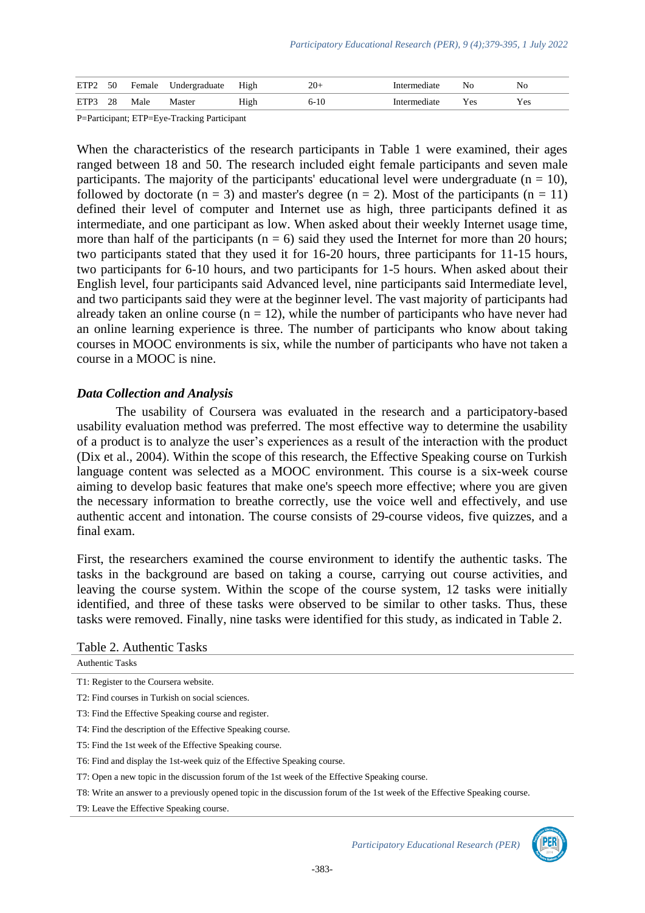| ETP2 | 50 | Female | Undergraduate | High | 20+ | Intermediate | No | No |
|---|---|---|---|---|---|---|---|---|
| ETP3 | 28 | Male | Master | High | 6-10 | Intermediate | Yes | Yes |

P=Participant; ETP=Eye-Tracking Participant

When the characteristics of the research participants in Table 1 were examined, their ages ranged between 18 and 50. The research included eight female participants and seven male participants. The majority of the participants' educational level were undergraduate (n = 10), followed by doctorate (n = 3) and master's degree (n = 2). Most of the participants (n = 11) defined their level of computer and Internet use as high, three participants defined it as intermediate, and one participant as low. When asked about their weekly Internet usage time, more than half of the participants (n = 6) said they used the Internet for more than 20 hours; two participants stated that they used it for 16-20 hours, three participants for 11-15 hours, two participants for 6-10 hours, and two participants for 1-5 hours. When asked about their English level, four participants said Advanced level, nine participants said Intermediate level, and two participants said they were at the beginner level. The vast majority of participants had already taken an online course (n = 12), while the number of participants who have never had an online learning experience is three. The number of participants who know about taking courses in MOOC environments is six, while the number of participants who have not taken a course in a MOOC is nine.

### *Data Collection and Analysis*

The usability of Coursera was evaluated in the research and a participatory-based usability evaluation method was preferred. The most effective way to determine the usability of a product is to analyze the user's experiences as a result of the interaction with the product (Dix et al., 2004). Within the scope of this research, the Effective Speaking course on Turkish language content was selected as a MOOC environment. This course is a six-week course aiming to develop basic features that make one's speech more effective; where you are given the necessary information to breathe correctly, use the voice well and effectively, and use authentic accent and intonation. The course consists of 29-course videos, five quizzes, and a final exam.

First, the researchers examined the course environment to identify the authentic tasks. The tasks in the background are based on taking a course, carrying out course activities, and leaving the course system. Within the scope of the course system, 12 tasks were initially identified, and three of these tasks were observed to be similar to other tasks. Thus, these tasks were removed. Finally, nine tasks were identified for this study, as indicated in Table 2.

Table 2. Authentic Tasks

| Authentic Tasks |
|---|
| T1: Register to the Coursera website. |
| T2: Find courses in Turkish on social sciences. |
| T3: Find the Effective Speaking course and register. |
| T4: Find the description of the Effective Speaking course. |
| T5: Find the 1st week of the Effective Speaking course. |
| T6: Find and display the 1st-week quiz of the Effective Speaking course. |
| T7: Open a new topic in the discussion forum of the 1st week of the Effective Speaking course. |
| T8: Write an answer to a previously opened topic in the discussion forum of the 1st week of the Effective Speaking course. |
| T9: Leave the Effective Speaking course. |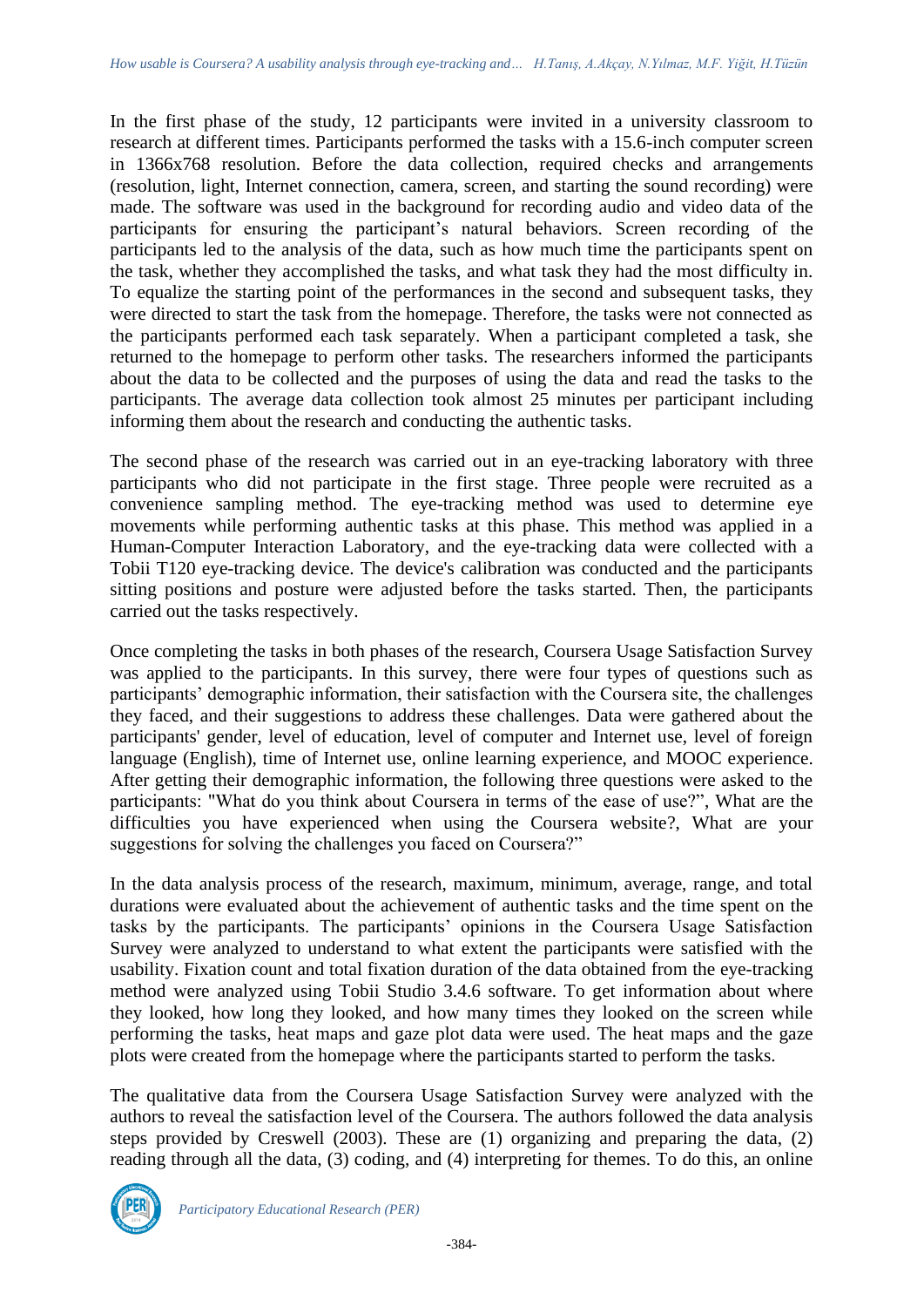In the first phase of the study, 12 participants were invited in a university classroom to research at different times. Participants performed the tasks with a 15.6-inch computer screen in 1366x768 resolution. Before the data collection, required checks and arrangements (resolution, light, Internet connection, camera, screen, and starting the sound recording) were made. The software was used in the background for recording audio and video data of the participants for ensuring the participant's natural behaviors. Screen recording of the participants led to the analysis of the data, such as how much time the participants spent on the task, whether they accomplished the tasks, and what task they had the most difficulty in. To equalize the starting point of the performances in the second and subsequent tasks, they were directed to start the task from the homepage. Therefore, the tasks were not connected as the participants performed each task separately. When a participant completed a task, she returned to the homepage to perform other tasks. The researchers informed the participants about the data to be collected and the purposes of using the data and read the tasks to the participants. The average data collection took almost 25 minutes per participant including informing them about the research and conducting the authentic tasks.

The second phase of the research was carried out in an eye-tracking laboratory with three participants who did not participate in the first stage. Three people were recruited as a convenience sampling method. The eye-tracking method was used to determine eye movements while performing authentic tasks at this phase. This method was applied in a Human-Computer Interaction Laboratory, and the eye-tracking data were collected with a Tobii T120 eye-tracking device. The device's calibration was conducted and the participants sitting positions and posture were adjusted before the tasks started. Then, the participants carried out the tasks respectively.

Once completing the tasks in both phases of the research, Coursera Usage Satisfaction Survey was applied to the participants. In this survey, there were four types of questions such as participants' demographic information, their satisfaction with the Coursera site, the challenges they faced, and their suggestions to address these challenges. Data were gathered about the participants' gender, level of education, level of computer and Internet use, level of foreign language (English), time of Internet use, online learning experience, and MOOC experience. After getting their demographic information, the following three questions were asked to the participants: "What do you think about Coursera in terms of the ease of use?", What are the difficulties you have experienced when using the Coursera website?, What are your suggestions for solving the challenges you faced on Coursera?"

In the data analysis process of the research, maximum, minimum, average, range, and total durations were evaluated about the achievement of authentic tasks and the time spent on the tasks by the participants. The participants' opinions in the Coursera Usage Satisfaction Survey were analyzed to understand to what extent the participants were satisfied with the usability. Fixation count and total fixation duration of the data obtained from the eye-tracking method were analyzed using Tobii Studio 3.4.6 software. To get information about where they looked, how long they looked, and how many times they looked on the screen while performing the tasks, heat maps and gaze plot data were used. The heat maps and the gaze plots were created from the homepage where the participants started to perform the tasks.

The qualitative data from the Coursera Usage Satisfaction Survey were analyzed with the authors to reveal the satisfaction level of the Coursera. The authors followed the data analysis steps provided by Creswell (2003). These are (1) organizing and preparing the data, (2) reading through all the data, (3) coding, and (4) interpreting for themes. To do this, an online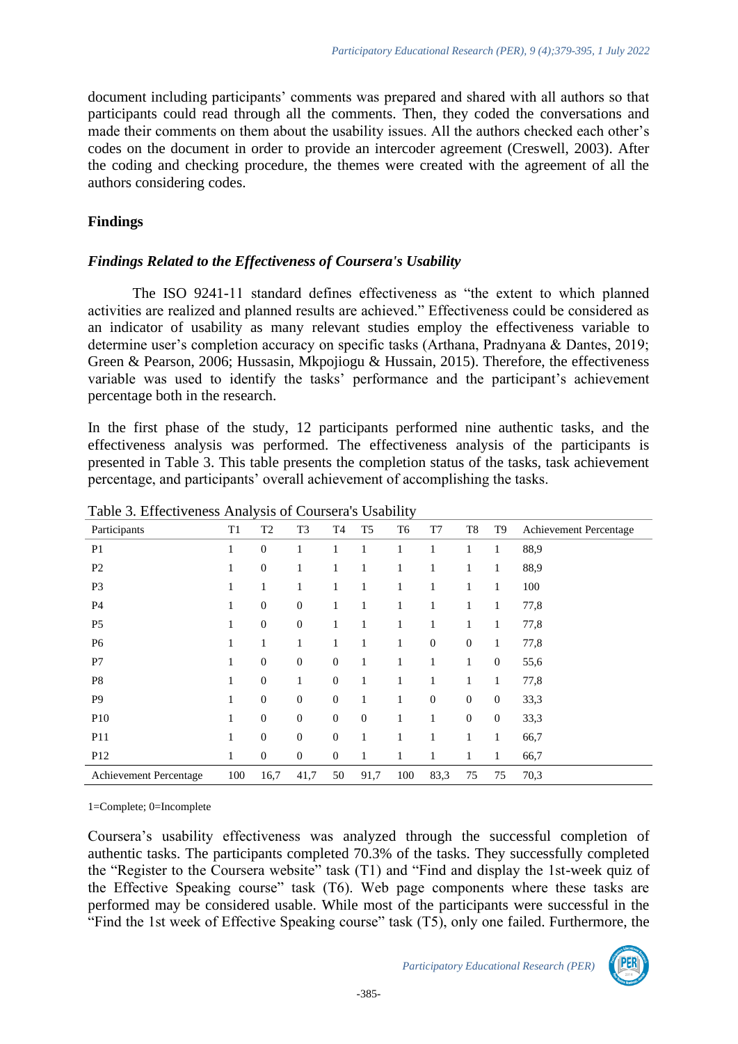document including participants' comments was prepared and shared with all authors so that participants could read through all the comments. Then, they coded the conversations and made their comments on them about the usability issues. All the authors checked each other's codes on the document in order to provide an intercoder agreement (Creswell, 2003). After the coding and checking procedure, the themes were created with the agreement of all the authors considering codes.

## Findings

### *Findings Related to the Effectiveness of Coursera's Usability*

The ISO 9241-11 standard defines effectiveness as "the extent to which planned activities are realized and planned results are achieved." Effectiveness could be considered as an indicator of usability as many relevant studies employ the effectiveness variable to determine user's completion accuracy on specific tasks (Arthana, Pradnyana & Dantes, 2019; Green & Pearson, 2006; Hussasin, Mkpojiogu & Hussain, 2015). Therefore, the effectiveness variable was used to identify the tasks' performance and the participant's achievement percentage both in the research.

In the first phase of the study, 12 participants performed nine authentic tasks, and the effectiveness analysis was performed. The effectiveness analysis of the participants is presented in Table 3. This table presents the completion status of the tasks, task achievement percentage, and participants' overall achievement of accomplishing the tasks.

Table 3. Effectiveness Analysis of Coursera's Usability

| Participants | T1 | T2 | T3 | T4 | T5 | T6 | T7 | T8 | T9 | Achievement Percentage |
|---|---|---|---|---|---|---|---|---|---|---|
| P1 | 1 | 0 | 1 | 1 | 1 | 1 | 1 | 1 | 1 | 88,9 |
| P2 | 1 | 0 | 1 | 1 | 1 | 1 | 1 | 1 | 1 | 88,9 |
| P3 | 1 | 1 | 1 | 1 | 1 | 1 | 1 | 1 | 1 | 100 |
| P4 | 1 | 0 | 0 | 1 | 1 | 1 | 1 | 1 | 1 | 77,8 |
| P5 | 1 | 0 | 0 | 1 | 1 | 1 | 1 | 1 | 1 | 77,8 |
| P6 | 1 | 1 | 1 | 1 | 1 | 1 | 0 | 0 | 1 | 77,8 |
| P7 | 1 | 0 | 0 | 0 | 1 | 1 | 1 | 1 | 0 | 55,6 |
| P8 | 1 | 0 | 1 | 0 | 1 | 1 | 1 | 1 | 1 | 77,8 |
| P9 | 1 | 0 | 0 | 0 | 1 | 1 | 0 | 0 | 0 | 33,3 |
| P10 | 1 | 0 | 0 | 0 | 0 | 1 | 1 | 0 | 0 | 33,3 |
| P11 | 1 | 0 | 0 | 0 | 1 | 1 | 1 | 1 | 1 | 66,7 |
| P12 | 1 | 0 | 0 | 0 | 1 | 1 | 1 | 1 | 1 | 66,7 |
| Achievement Percentage | 100 | 16,7 | 41,7 | 50 | 91,7 | 100 | 83,3 | 75 | 75 | 70,3 |

1=Complete; 0=Incomplete

Coursera's usability effectiveness was analyzed through the successful completion of authentic tasks. The participants completed 70.3% of the tasks. They successfully completed the "Register to the Coursera website" task (T1) and "Find and display the 1st-week quiz of the Effective Speaking course" task (T6). Web page components where these tasks are performed may be considered usable. While most of the participants were successful in the "Find the 1st week of Effective Speaking course" task (T5), only one failed. Furthermore, the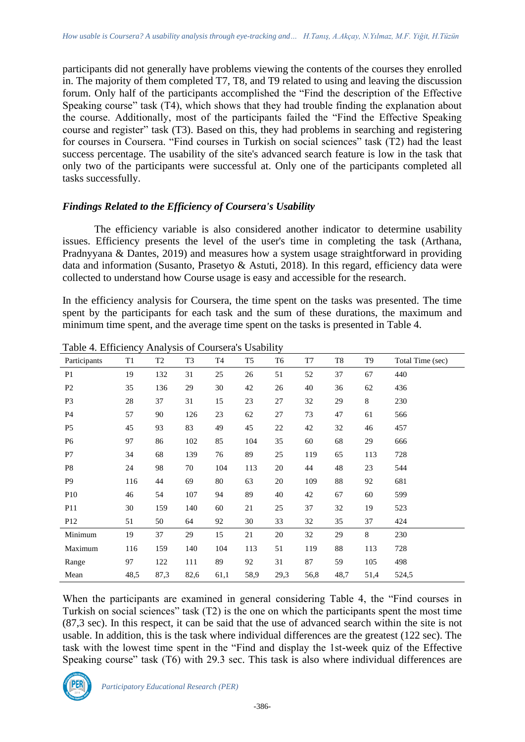participants did not generally have problems viewing the contents of the courses they enrolled in. The majority of them completed T7, T8, and T9 related to using and leaving the discussion forum. Only half of the participants accomplished the "Find the description of the Effective Speaking course" task (T4), which shows that they had trouble finding the explanation about the course. Additionally, most of the participants failed the "Find the Effective Speaking course and register" task (T3). Based on this, they had problems in searching and registering for courses in Coursera. "Find courses in Turkish on social sciences" task (T2) had the least success percentage. The usability of the site's advanced search feature is low in the task that only two of the participants were successful at. Only one of the participants completed all tasks successfully.

### *Findings Related to the Efficiency of Coursera's Usability*

The efficiency variable is also considered another indicator to determine usability issues. Efficiency presents the level of the user's time in completing the task (Arthana, Pradnyyana & Dantes, 2019) and measures how a system usage straightforward in providing data and information (Susanto, Prasetyo & Astuti, 2018). In this regard, efficiency data were collected to understand how Course usage is easy and accessible for the research.

In the efficiency analysis for Coursera, the time spent on the tasks was presented. The time spent by the participants for each task and the sum of these durations, the maximum and minimum time spent, and the average time spent on the tasks is presented in Table 4.

Table 4. Efficiency Analysis of Coursera's Usability

| Participants | T1 | T2 | T3 | T4 | T5 | T6 | T7 | T8 | T9 | Total Time (sec) |
|---|---|---|---|---|---|---|---|---|---|---|
| P1 | 19 | 132 | 31 | 25 | 26 | 51 | 52 | 37 | 67 | 440 |
| P2 | 35 | 136 | 29 | 30 | 42 | 26 | 40 | 36 | 62 | 436 |
| P3 | 28 | 37 | 31 | 15 | 23 | 27 | 32 | 29 | 8 | 230 |
| P4 | 57 | 90 | 126 | 23 | 62 | 27 | 73 | 47 | 61 | 566 |
| P5 | 45 | 93 | 83 | 49 | 45 | 22 | 42 | 32 | 46 | 457 |
| P6 | 97 | 86 | 102 | 85 | 104 | 35 | 60 | 68 | 29 | 666 |
| P7 | 34 | 68 | 139 | 76 | 89 | 25 | 119 | 65 | 113 | 728 |
| P8 | 24 | 98 | 70 | 104 | 113 | 20 | 44 | 48 | 23 | 544 |
| P9 | 116 | 44 | 69 | 80 | 63 | 20 | 109 | 88 | 92 | 681 |
| P10 | 46 | 54 | 107 | 94 | 89 | 40 | 42 | 67 | 60 | 599 |
| P11 | 30 | 159 | 140 | 60 | 21 | 25 | 37 | 32 | 19 | 523 |
| P12 | 51 | 50 | 64 | 92 | 30 | 33 | 32 | 35 | 37 | 424 |
| Minimum | 19 | 37 | 29 | 15 | 21 | 20 | 32 | 29 | 8 | 230 |
| Maximum | 116 | 159 | 140 | 104 | 113 | 51 | 119 | 88 | 113 | 728 |
| Range | 97 | 122 | 111 | 89 | 92 | 31 | 87 | 59 | 105 | 498 |
| Mean | 48,5 | 87,3 | 82,6 | 61,1 | 58,9 | 29,3 | 56,8 | 48,7 | 51,4 | 524,5 |

When the participants are examined in general considering Table 4, the "Find courses in Turkish on social sciences" task (T2) is the one on which the participants spent the most time (87,3 sec). In this respect, it can be said that the use of advanced search within the site is not usable. In addition, this is the task where individual differences are the greatest (122 sec). The task with the lowest time spent in the "Find and display the 1st-week quiz of the Effective Speaking course" task (T6) with 29.3 sec. This task is also where individual differences are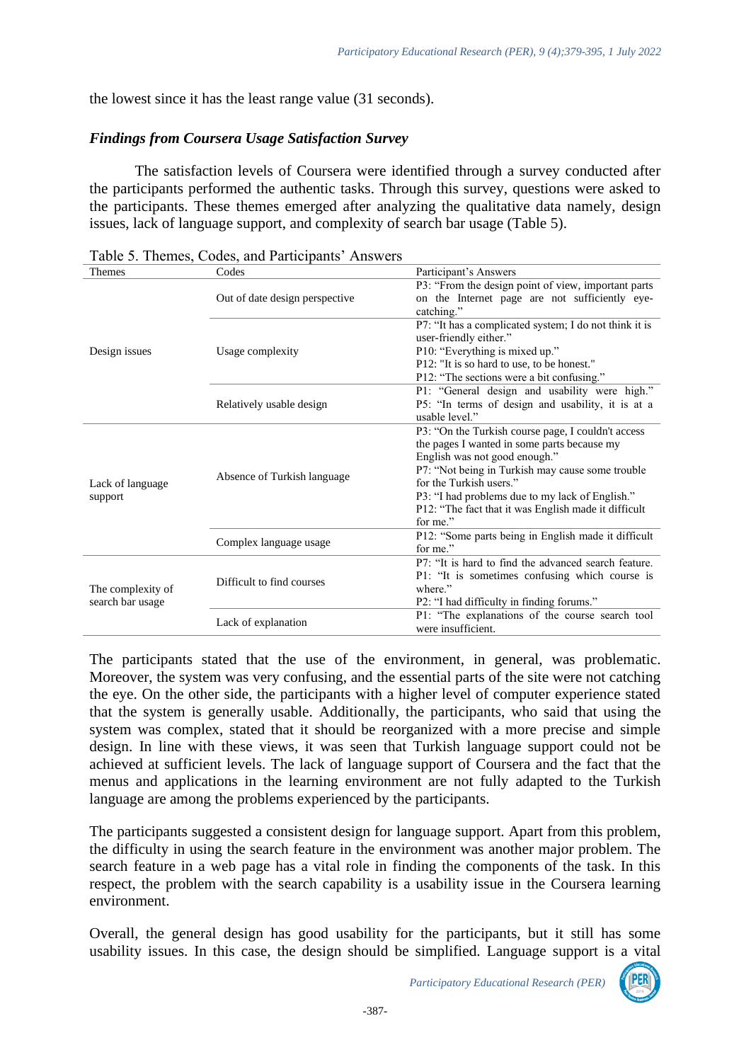the lowest since it has the least range value (31 seconds).

### *Findings from Coursera Usage Satisfaction Survey*

The satisfaction levels of Coursera were identified through a survey conducted after the participants performed the authentic tasks. Through this survey, questions were asked to the participants. These themes emerged after analyzing the qualitative data namely, design issues, lack of language support, and complexity of search bar usage (Table 5).

Table 5. Themes, Codes, and Participants' Answers

| Themes | Codes | Participant's Answers |
|---|---|---|
| Design issues | Out of date design perspective | P3: "From the design point of view, important parts on the Internet page are not sufficiently eye-catching." |
| | Usage complexity | P7: "It has a complicated system; I do not think it is user-friendly either." P10: "Everything is mixed up." P12: "It is so hard to use, to be honest." P12: "The sections were a bit confusing." |
| | Relatively usable design | P1: "General design and usability were high." P5: "In terms of design and usability, it is at a usable level." |
| Lack of language support | Absence of Turkish language | P3: "On the Turkish course page, I couldn't access the pages I wanted in some parts because my English was not good enough." P7: "Not being in Turkish may cause some trouble for the Turkish users." P3: "I had problems due to my lack of English." P12: "The fact that it was English made it difficult for me." |
| | Complex language usage | P12: "Some parts being in English made it difficult for me." |
| The complexity of search bar usage | Difficult to find courses | P7: "It is hard to find the advanced search feature. P1: "It is sometimes confusing which course is where." P2: "I had difficulty in finding forums." |
| | Lack of explanation | P1: "The explanations of the course search tool were insufficient. |

The participants stated that the use of the environment, in general, was problematic. Moreover, the system was very confusing, and the essential parts of the site were not catching the eye. On the other side, the participants with a higher level of computer experience stated that the system is generally usable. Additionally, the participants, who said that using the system was complex, stated that it should be reorganized with a more precise and simple design. In line with these views, it was seen that Turkish language support could not be achieved at sufficient levels. The lack of language support of Coursera and the fact that the menus and applications in the learning environment are not fully adapted to the Turkish language are among the problems experienced by the participants.

The participants suggested a consistent design for language support. Apart from this problem, the difficulty in using the search feature in the environment was another major problem. The search feature in a web page has a vital role in finding the components of the task. In this respect, the problem with the search capability is a usability issue in the Coursera learning environment.

Overall, the general design has good usability for the participants, but it still has some usability issues. In this case, the design should be simplified. Language support is a vital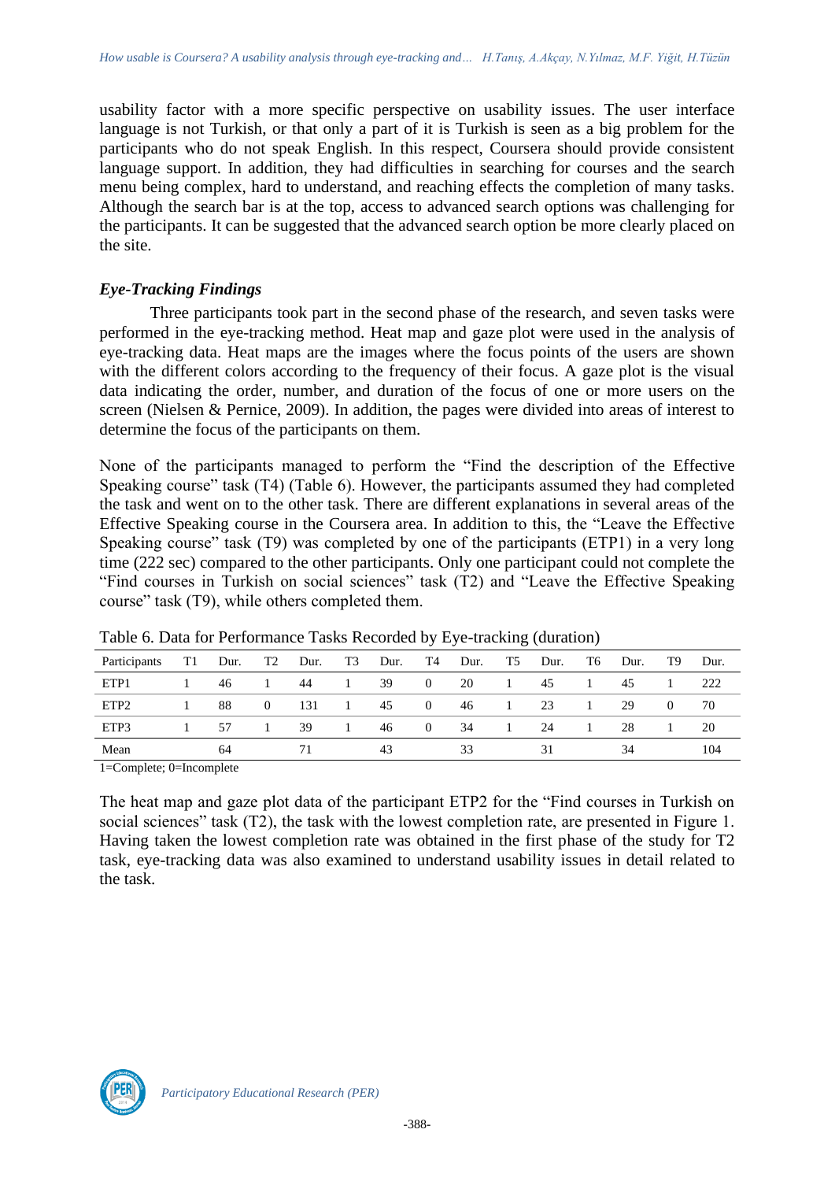usability factor with a more specific perspective on usability issues. The user interface language is not Turkish, or that only a part of it is Turkish is seen as a big problem for the participants who do not speak English. In this respect, Coursera should provide consistent language support. In addition, they had difficulties in searching for courses and the search menu being complex, hard to understand, and reaching effects the completion of many tasks. Although the search bar is at the top, access to advanced search options was challenging for the participants. It can be suggested that the advanced search option be more clearly placed on the site.

### *Eye-Tracking Findings*

Three participants took part in the second phase of the research, and seven tasks were performed in the eye-tracking method. Heat map and gaze plot were used in the analysis of eye-tracking data. Heat maps are the images where the focus points of the users are shown with the different colors according to the frequency of their focus. A gaze plot is the visual data indicating the order, number, and duration of the focus of one or more users on the screen (Nielsen & Pernice, 2009). In addition, the pages were divided into areas of interest to determine the focus of the participants on them.

None of the participants managed to perform the "Find the description of the Effective Speaking course" task (T4) (Table 6). However, the participants assumed they had completed the task and went on to the other task. There are different explanations in several areas of the Effective Speaking course in the Coursera area. In addition to this, the "Leave the Effective Speaking course" task (T9) was completed by one of the participants (ETP1) in a very long time (222 sec) compared to the other participants. Only one participant could not complete the "Find courses in Turkish on social sciences" task (T2) and "Leave the Effective Speaking course" task (T9), while others completed them.

Table 6. Data for Performance Tasks Recorded by Eye-tracking (duration)

| Participants | T1 | Dur. | T2 | Dur. | T3 | Dur. | T4 | Dur. | T5 | Dur. | T6 | Dur. | T9 | Dur. |
|---|---|---|---|---|---|---|---|---|---|---|---|---|---|---|
| ETP1 | 1 | 46 | 1 | 44 | 1 | 39 | 0 | 20 | 1 | 45 | 1 | 45 | 1 | 222 |
| ETP2 | 1 | 88 | 0 | 131 | 1 | 45 | 0 | 46 | 1 | 23 | 1 | 29 | 0 | 70 |
| ETP3 | 1 | 57 | 1 | 39 | 1 | 46 | 0 | 34 | 1 | 24 | 1 | 28 | 1 | 20 |
| Mean | | 64 | | 71 | | 43 | | 33 | | 31 | | 34 | | 104 |

1=Complete; 0=Incomplete

The heat map and gaze plot data of the participant ETP2 for the "Find courses in Turkish on social sciences" task (T2), the task with the lowest completion rate, are presented in Figure 1. Having taken the lowest completion rate was obtained in the first phase of the study for T2 task, eye-tracking data was also examined to understand usability issues in detail related to the task.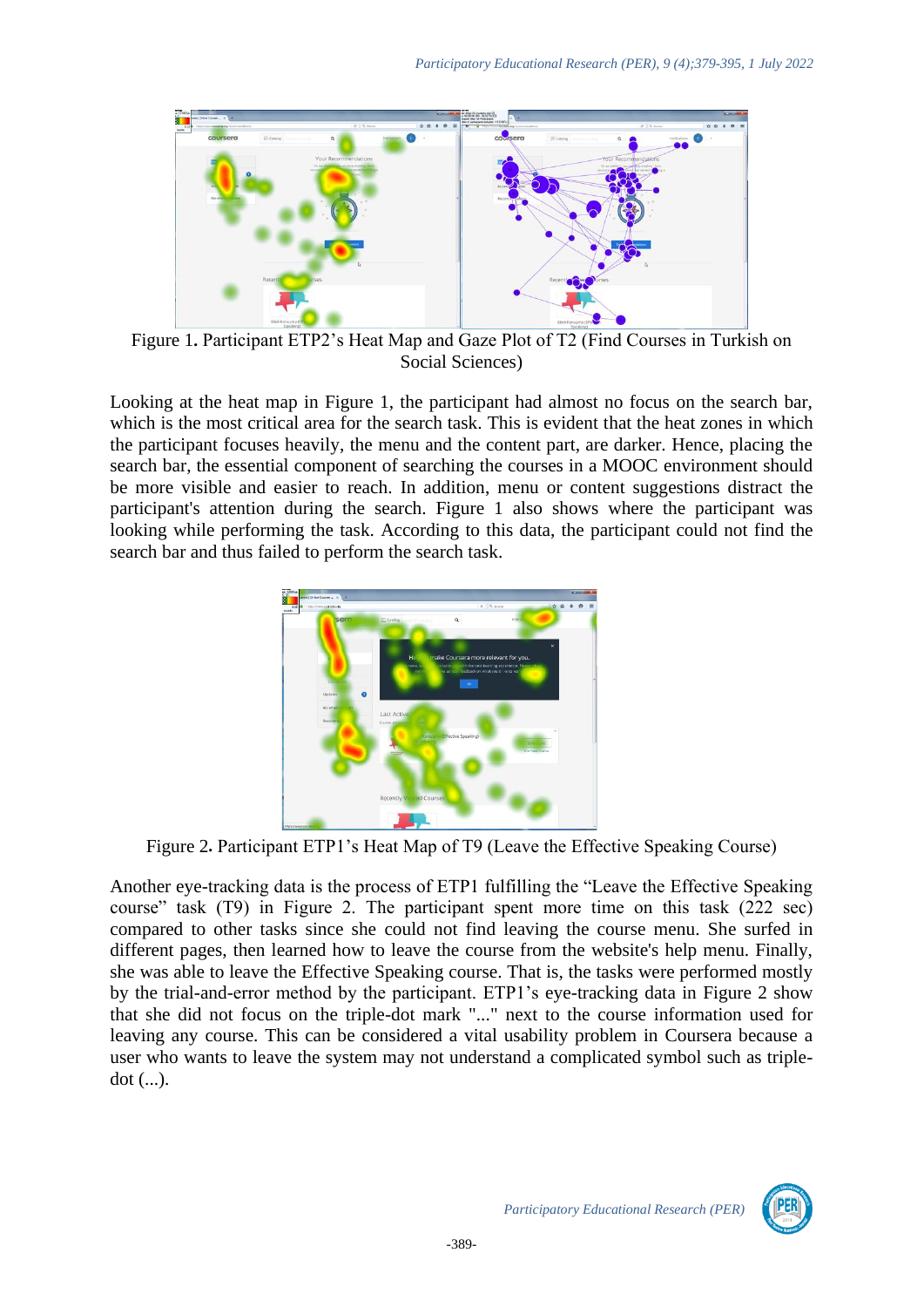Figure 1. Participant ETP2's Heat Map and Gaze Plot of T2 (Find Courses in Turkish on Social Sciences)

Looking at the heat map in Figure 1, the participant had almost no focus on the search bar, which is the most critical area for the search task. This is evident that the heat zones in which the participant focuses heavily, the menu and the content part, are darker. Hence, placing the search bar, the essential component of searching the courses in a MOOC environment should be more visible and easier to reach. In addition, menu or content suggestions distract the participant's attention during the search. Figure 1 also shows where the participant was looking while performing the task. According to this data, the participant could not find the search bar and thus failed to perform the search task.

Figure 2. Participant ETP1's Heat Map of T9 (Leave the Effective Speaking Course)

Another eye-tracking data is the process of ETP1 fulfilling the "Leave the Effective Speaking course" task (T9) in Figure 2. The participant spent more time on this task (222 sec) compared to other tasks since she could not find leaving the course menu. She surfed in different pages, then learned how to leave the course from the website's help menu. Finally, she was able to leave the Effective Speaking course. That is, the tasks were performed mostly by the trial-and-error method by the participant. ETP1's eye-tracking data in Figure 2 show that she did not focus on the triple-dot mark "..." next to the course information used for leaving any course. This can be considered a vital usability problem in Coursera because a user who wants to leave the system may not understand a complicated symbol such as triple-dot (...).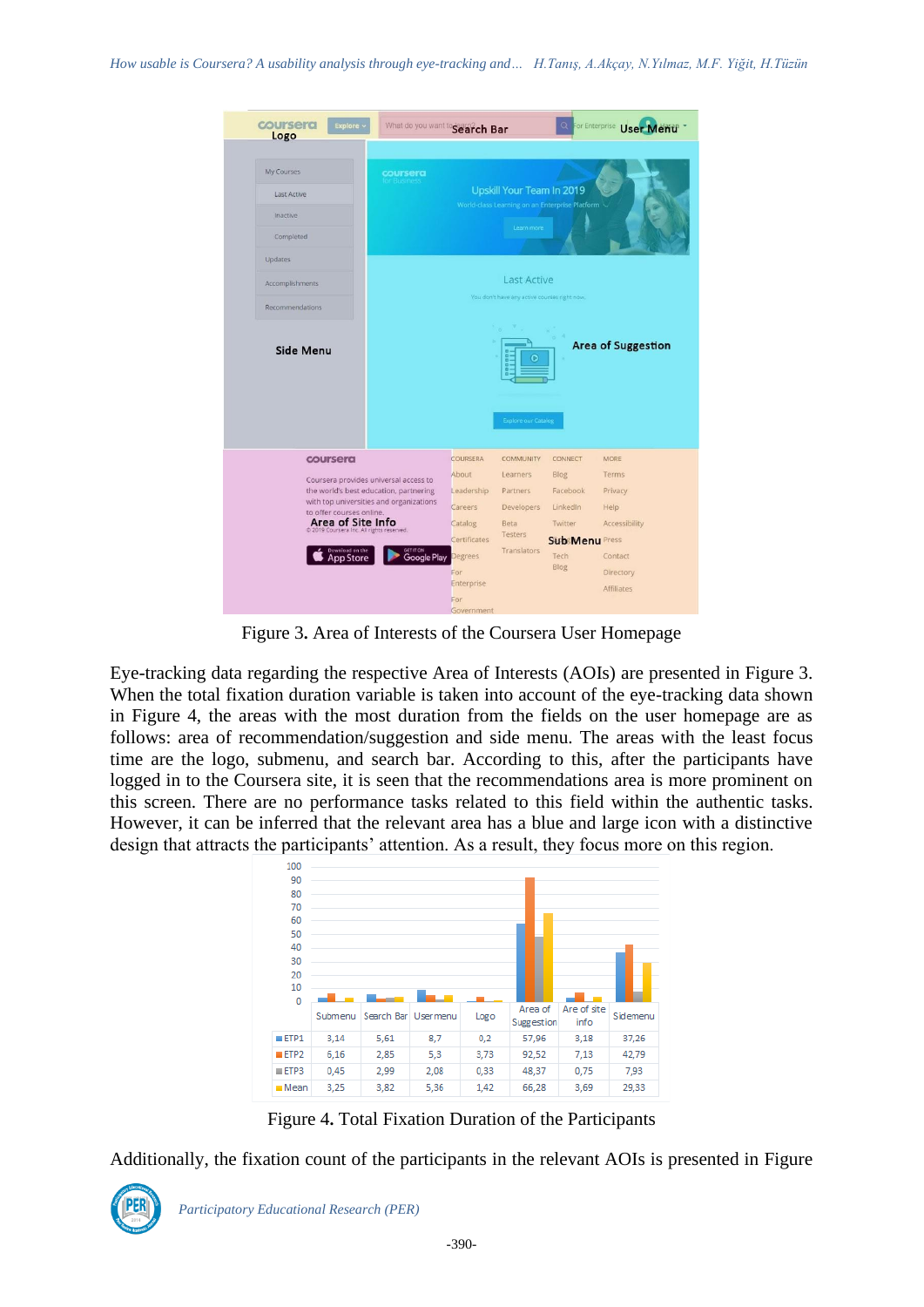Figure 3. Area of Interests of the Coursera User Homepage

Eye-tracking data regarding the respective Area of Interests (AOIs) are presented in Figure 3. When the total fixation duration variable is taken into account of the eye-tracking data shown in Figure 4, the areas with the most duration from the fields on the user homepage are as follows: area of recommendation/suggestion and side menu. The areas with the least focus time are the logo, submenu, and search bar. According to this, after the participants have logged in to the Coursera site, it is seen that the recommendations area is more prominent on this screen. There are no performance tasks related to this field within the authentic tasks. However, it can be inferred that the relevant area has a blue and large icon with a distinctive design that attracts the participants' attention. As a result, they focus more on this region.

| | Submenu | Search Bar | User menu | Logo | Area of Suggestion | Are of site info | Sidemenu |
|---|---|---|---|---|---|---|---|
| ETP1 | 3,14 | 5,61 | 8,7 | 0,2 | 57,96 | 3,18 | 37,26 |
| ETP2 | 6,16 | 2,85 | 5,3 | 3,73 | 92,52 | 7,13 | 42,79 |
| ETP3 | 0,45 | 2,99 | 2,08 | 0,33 | 48,37 | 0,75 | 7,93 |
| Mean | 3,25 | 3,82 | 5,36 | 1,42 | 66,28 | 3,69 | 29,33 |

Figure 4. Total Fixation Duration of the Participants

Additionally, the fixation count of the participants in the relevant AOIs is presented in Figure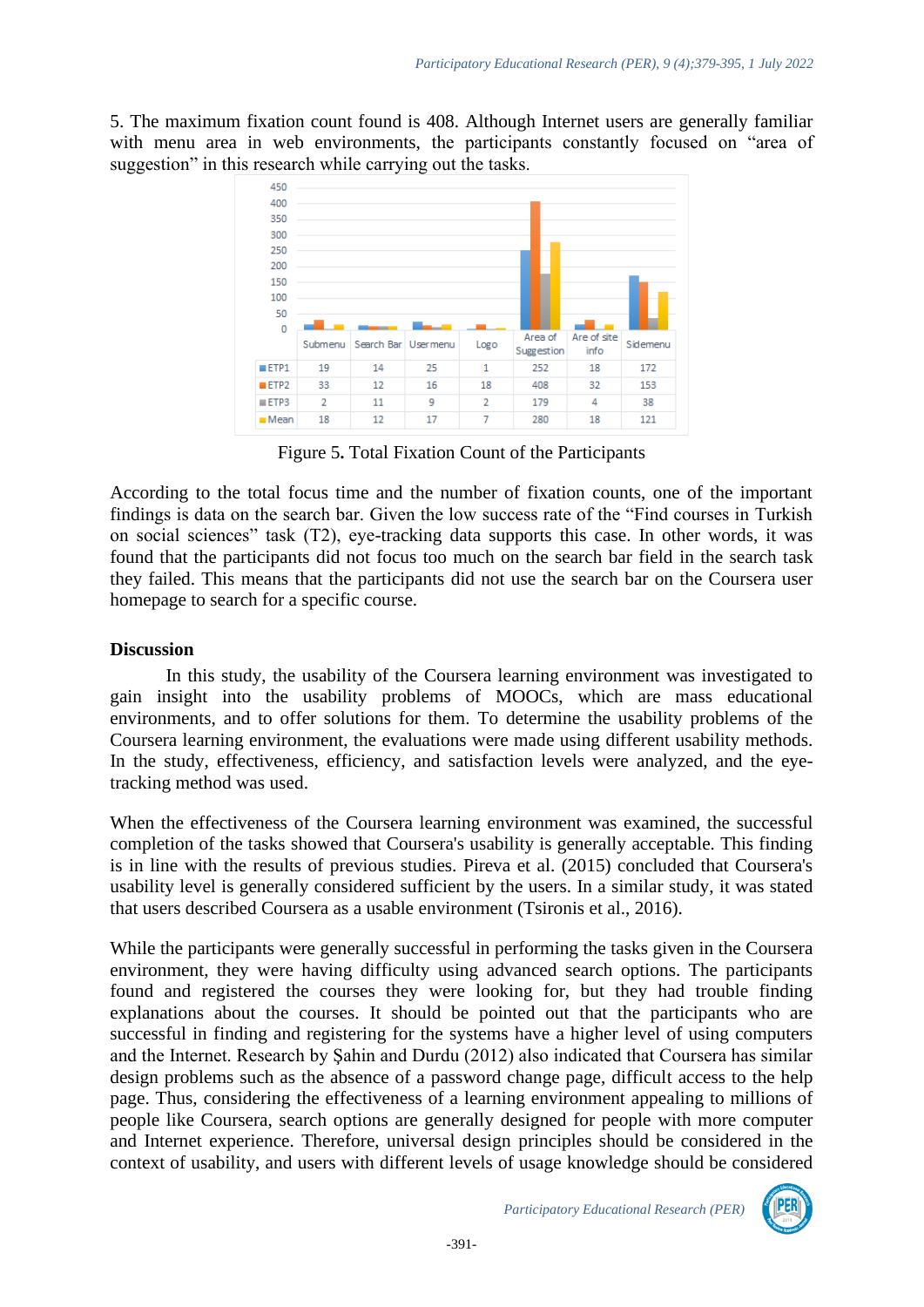5. The maximum fixation count found is 408. Although Internet users are generally familiar with menu area in web environments, the participants constantly focused on "area of suggestion" in this research while carrying out the tasks.

| | Submenu | Search Bar | Usermenu | Logo | Area of Suggestion | Are of site info | Sidemenu |
|---|---|---|---|---|---|---|---|
| ETP1 | 19 | 14 | 25 | 1 | 252 | 18 | 172 |
| ETP2 | 33 | 12 | 16 | 18 | 408 | 32 | 153 |
| ETP3 | 2 | 11 | 9 | 2 | 179 | 4 | 38 |
| Mean | 18 | 12 | 17 | 7 | 280 | 18 | 121 |

Figure 5. Total Fixation Count of the Participants

According to the total focus time and the number of fixation counts, one of the important findings is data on the search bar. Given the low success rate of the "Find courses in Turkish on social sciences" task (T2), eye-tracking data supports this case. In other words, it was found that the participants did not focus too much on the search bar field in the search task they failed. This means that the participants did not use the search bar on the Coursera user homepage to search for a specific course.

## Discussion

In this study, the usability of the Coursera learning environment was investigated to gain insight into the usability problems of MOOCs, which are mass educational environments, and to offer solutions for them. To determine the usability problems of the Coursera learning environment, the evaluations were made using different usability methods. In the study, effectiveness, efficiency, and satisfaction levels were analyzed, and the eye-tracking method was used.

When the effectiveness of the Coursera learning environment was examined, the successful completion of the tasks showed that Coursera's usability is generally acceptable. This finding is in line with the results of previous studies. Pireva et al. (2015) concluded that Coursera's usability level is generally considered sufficient by the users. In a similar study, it was stated that users described Coursera as a usable environment (Tsironis et al., 2016).

While the participants were generally successful in performing the tasks given in the Coursera environment, they were having difficulty using advanced search options. The participants found and registered the courses they were looking for, but they had trouble finding explanations about the courses. It should be pointed out that the participants who are successful in finding and registering for the systems have a higher level of using computers and the Internet. Research by Şahin and Durdu (2012) also indicated that Coursera has similar design problems such as the absence of a password change page, difficult access to the help page. Thus, considering the effectiveness of a learning environment appealing to millions of people like Coursera, search options are generally designed for people with more computer and Internet experience. Therefore, universal design principles should be considered in the context of usability, and users with different levels of usage knowledge should be considered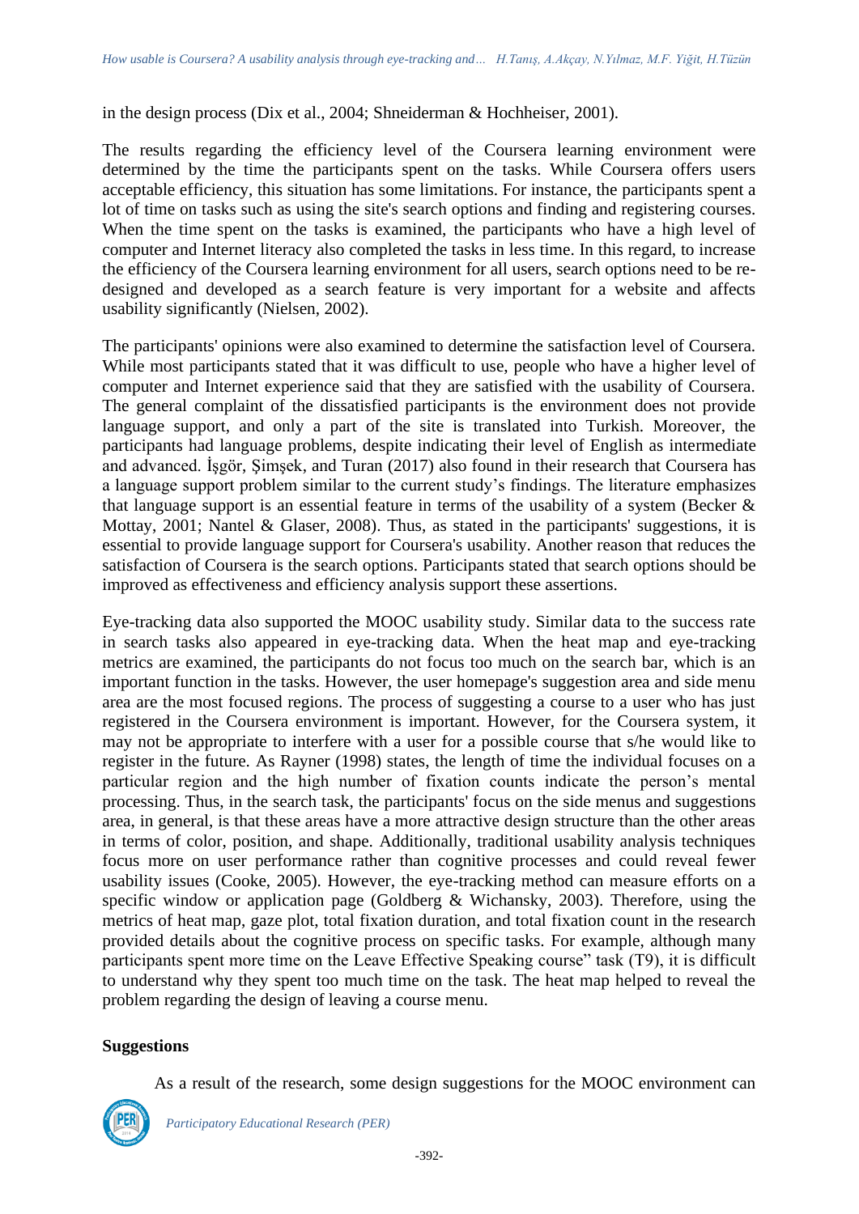in the design process (Dix et al., 2004; Shneiderman & Hochheiser, 2001).

The results regarding the efficiency level of the Coursera learning environment were determined by the time the participants spent on the tasks. While Coursera offers users acceptable efficiency, this situation has some limitations. For instance, the participants spent a lot of time on tasks such as using the site's search options and finding and registering courses. When the time spent on the tasks is examined, the participants who have a high level of computer and Internet literacy also completed the tasks in less time. In this regard, to increase the efficiency of the Coursera learning environment for all users, search options need to be re-designed and developed as a search feature is very important for a website and affects usability significantly (Nielsen, 2002).

The participants' opinions were also examined to determine the satisfaction level of Coursera. While most participants stated that it was difficult to use, people who have a higher level of computer and Internet experience said that they are satisfied with the usability of Coursera. The general complaint of the dissatisfied participants is the environment does not provide language support, and only a part of the site is translated into Turkish. Moreover, the participants had language problems, despite indicating their level of English as intermediate and advanced. İşgör, Şimşek, and Turan (2017) also found in their research that Coursera has a language support problem similar to the current study's findings. The literature emphasizes that language support is an essential feature in terms of the usability of a system (Becker & Mottay, 2001; Nantel & Glaser, 2008). Thus, as stated in the participants' suggestions, it is essential to provide language support for Coursera's usability. Another reason that reduces the satisfaction of Coursera is the search options. Participants stated that search options should be improved as effectiveness and efficiency analysis support these assertions.

Eye-tracking data also supported the MOOC usability study. Similar data to the success rate in search tasks also appeared in eye-tracking data. When the heat map and eye-tracking metrics are examined, the participants do not focus too much on the search bar, which is an important function in the tasks. However, the user homepage's suggestion area and side menu area are the most focused regions. The process of suggesting a course to a user who has just registered in the Coursera environment is important. However, for the Coursera system, it may not be appropriate to interfere with a user for a possible course that s/he would like to register in the future. As Rayner (1998) states, the length of time the individual focuses on a particular region and the high number of fixation counts indicate the person's mental processing. Thus, in the search task, the participants' focus on the side menus and suggestions area, in general, is that these areas have a more attractive design structure than the other areas in terms of color, position, and shape. Additionally, traditional usability analysis techniques focus more on user performance rather than cognitive processes and could reveal fewer usability issues (Cooke, 2005). However, the eye-tracking method can measure efforts on a specific window or application page (Goldberg & Wichansky, 2003). Therefore, using the metrics of heat map, gaze plot, total fixation duration, and total fixation count in the research provided details about the cognitive process on specific tasks. For example, although many participants spent more time on the Leave Effective Speaking course" task (T9), it is difficult to understand why they spent too much time on the task. The heat map helped to reveal the problem regarding the design of leaving a course menu.

**Suggestions**

As a result of the research, some design suggestions for the MOOC environment can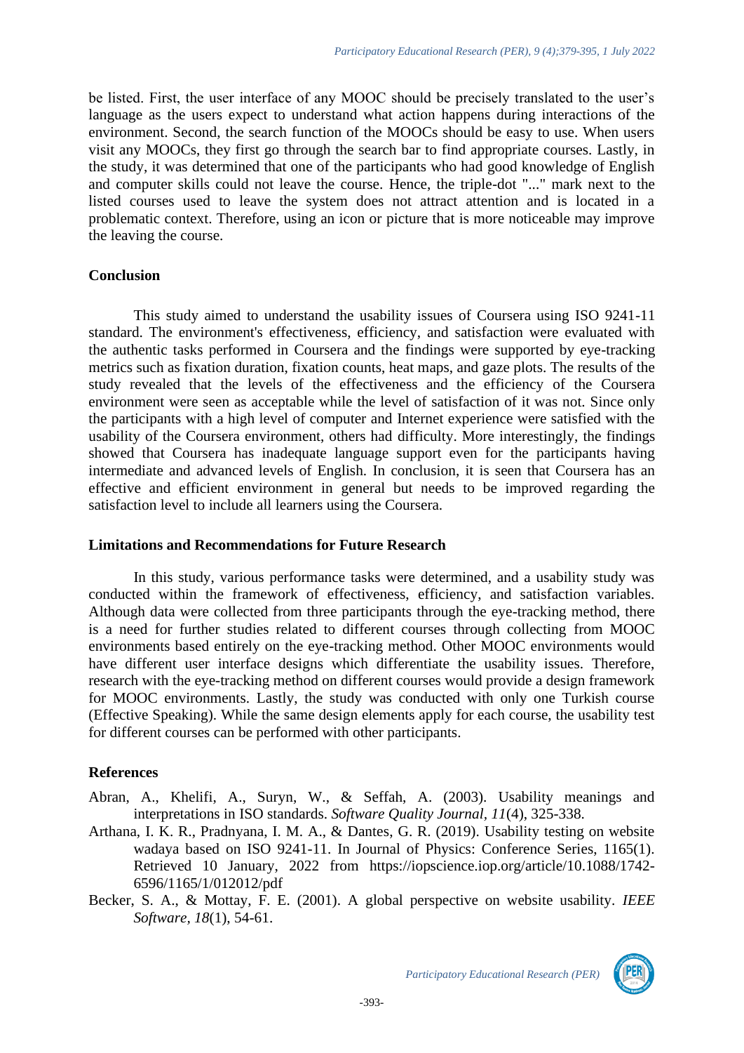be listed. First, the user interface of any MOOC should be precisely translated to the user's language as the users expect to understand what action happens during interactions of the environment. Second, the search function of the MOOCs should be easy to use. When users visit any MOOCs, they first go through the search bar to find appropriate courses. Lastly, in the study, it was determined that one of the participants who had good knowledge of English and computer skills could not leave the course. Hence, the triple-dot "..." mark next to the listed courses used to leave the system does not attract attention and is located in a problematic context. Therefore, using an icon or picture that is more noticeable may improve the leaving the course.

## Conclusion

This study aimed to understand the usability issues of Coursera using ISO 9241-11 standard. The environment's effectiveness, efficiency, and satisfaction were evaluated with the authentic tasks performed in Coursera and the findings were supported by eye-tracking metrics such as fixation duration, fixation counts, heat maps, and gaze plots. The results of the study revealed that the levels of the effectiveness and the efficiency of the Coursera environment were seen as acceptable while the level of satisfaction of it was not. Since only the participants with a high level of computer and Internet experience were satisfied with the usability of the Coursera environment, others had difficulty. More interestingly, the findings showed that Coursera has inadequate language support even for the participants having intermediate and advanced levels of English. In conclusion, it is seen that Coursera has an effective and efficient environment in general but needs to be improved regarding the satisfaction level to include all learners using the Coursera.

## Limitations and Recommendations for Future Research

In this study, various performance tasks were determined, and a usability study was conducted within the framework of effectiveness, efficiency, and satisfaction variables. Although data were collected from three participants through the eye-tracking method, there is a need for further studies related to different courses through collecting from MOOC environments based entirely on the eye-tracking method. Other MOOC environments would have different user interface designs which differentiate the usability issues. Therefore, research with the eye-tracking method on different courses would provide a design framework for MOOC environments. Lastly, the study was conducted with only one Turkish course (Effective Speaking). While the same design elements apply for each course, the usability test for different courses can be performed with other participants.

## References

Abran, A., Khelifi, A., Suryn, W., & Seffah, A. (2003). Usability meanings and interpretations in ISO standards. *Software Quality Journal*, *11*(4), 325-338.

Arthana, I. K. R., Pradnyana, I. M. A., & Dantes, G. R. (2019). Usability testing on website wadaya based on ISO 9241-11. In Journal of Physics: Conference Series, 1165(1). Retrieved 10 January, 2022 from https://iopscience.iop.org/article/10.1088/1742-6596/1165/1/012012/pdf

Becker, S. A., & Mottay, F. E. (2001). A global perspective on website usability. *IEEE Software*, *18*(1), 54-61.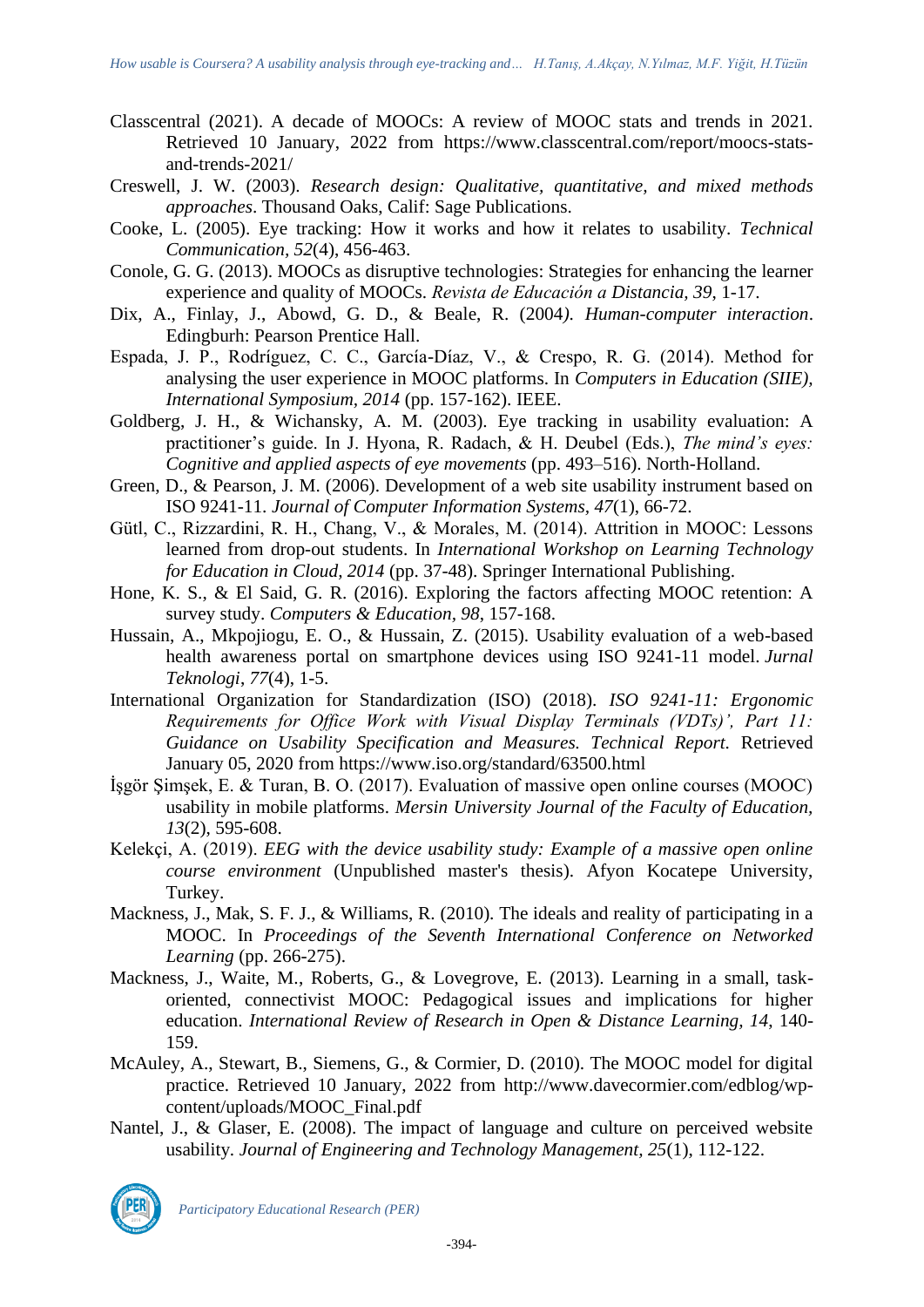Classcentral (2021). A decade of MOOCs: A review of MOOC stats and trends in 2021. Retrieved 10 January, 2022 from https://www.classcentral.com/report/moocs-stats-and-trends-2021/

Creswell, J. W. (2003). *Research design: Qualitative, quantitative, and mixed methods approaches*. Thousand Oaks, Calif: Sage Publications.

Cooke, L. (2005). Eye tracking: How it works and how it relates to usability. *Technical Communication, 52*(4), 456-463.

Conole, G. G. (2013). MOOCs as disruptive technologies: Strategies for enhancing the learner experience and quality of MOOCs. *Revista de Educación a Distancia, 39*, 1-17.

Dix, A., Finlay, J., Abowd, G. D., & Beale, R. (2004). *Human-computer interaction*. Edingburh: Pearson Prentice Hall.

Espada, J. P., Rodríguez, C. C., García-Díaz, V., & Crespo, R. G. (2014). Method for analysing the user experience in MOOC platforms. In *Computers in Education (SIIE), International Symposium, 2014* (pp. 157-162). IEEE.

Goldberg, J. H., & Wichansky, A. M. (2003). Eye tracking in usability evaluation: A practitioner's guide. In J. Hyona, R. Radach, & H. Deubel (Eds.), *The mind's eyes: Cognitive and applied aspects of eye movements* (pp. 493–516). North-Holland.

Green, D., & Pearson, J. M. (2006). Development of a web site usability instrument based on ISO 9241-11. *Journal of Computer Information Systems, 47*(1), 66-72.

Gütl, C., Rizzardini, R. H., Chang, V., & Morales, M. (2014). Attrition in MOOC: Lessons learned from drop-out students. In *International Workshop on Learning Technology for Education in Cloud, 2014* (pp. 37-48). Springer International Publishing.

Hone, K. S., & El Said, G. R. (2016). Exploring the factors affecting MOOC retention: A survey study. *Computers & Education, 98*, 157-168.

Hussain, A., Mkpojiogu, E. O., & Hussain, Z. (2015). Usability evaluation of a web-based health awareness portal on smartphone devices using ISO 9241-11 model. *Jurnal Teknologi*, *77*(4), 1-5.

International Organization for Standardization (ISO) (2018). *ISO 9241-11: Ergonomic Requirements for Office Work with Visual Display Terminals (VDTs)', Part 11: Guidance on Usability Specification and Measures. Technical Report*. Retrieved January 05, 2020 from https://www.iso.org/standard/63500.html

İşgör Şimşek, E. & Turan, B. O. (2017). Evaluation of massive open online courses (MOOC) usability in mobile platforms. *Mersin University Journal of the Faculty of Education, 13*(2), 595-608.

Kelekçi, A. (2019). *EEG with the device usability study: Example of a massive open online course environment* (Unpublished master's thesis). Afyon Kocatepe University, Turkey.

Mackness, J., Mak, S. F. J., & Williams, R. (2010). The ideals and reality of participating in a MOOC. In *Proceedings of the Seventh International Conference on Networked Learning* (pp. 266-275).

Mackness, J., Waite, M., Roberts, G., & Lovegrove, E. (2013). Learning in a small, task-oriented, connectivist MOOC: Pedagogical issues and implications for higher education. *International Review of Research in Open & Distance Learning, 14*, 140-159.

McAuley, A., Stewart, B., Siemens, G., & Cormier, D. (2010). The MOOC model for digital practice. Retrieved 10 January, 2022 from http://www.davecormier.com/edblog/wp-content/uploads/MOOC_Final.pdf

Nantel, J., & Glaser, E. (2008). The impact of language and culture on perceived website usability. *Journal of Engineering and Technology Management, 25*(1), 112-122.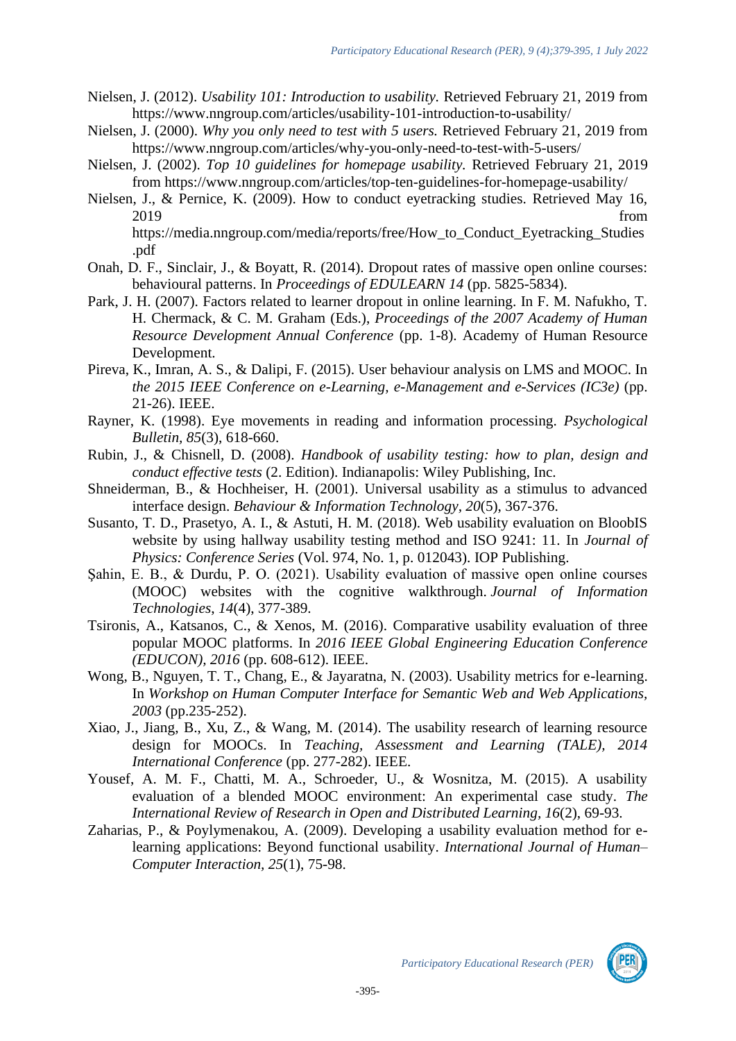Nielsen, J. (2012). *Usability 101: Introduction to usability.* Retrieved February 21, 2019 from https://www.nngroup.com/articles/usability-101-introduction-to-usability/

Nielsen, J. (2000). *Why you only need to test with 5 users.* Retrieved February 21, 2019 from https://www.nngroup.com/articles/why-you-only-need-to-test-with-5-users/

Nielsen, J. (2002). *Top 10 guidelines for homepage usability.* Retrieved February 21, 2019 from https://www.nngroup.com/articles/top-ten-guidelines-for-homepage-usability/

Nielsen, J., & Pernice, K. (2009). How to conduct eyetracking studies. Retrieved May 16, 2019 from https://media.nngroup.com/media/reports/free/How_to_Conduct_Eyetracking_Studies.pdf

Onah, D. F., Sinclair, J., & Boyatt, R. (2014). Dropout rates of massive open online courses: behavioural patterns. In *Proceedings of EDULEARN 14* (pp. 5825-5834).

Park, J. H. (2007). Factors related to learner dropout in online learning. In F. M. Nafukho, T. H. Chermack, & C. M. Graham (Eds.), *Proceedings of the 2007 Academy of Human Resource Development Annual Conference* (pp. 1-8). Academy of Human Resource Development.

Pireva, K., Imran, A. S., & Dalipi, F. (2015). User behaviour analysis on LMS and MOOC. In *the 2015 IEEE Conference on e-Learning, e-Management and e-Services (IC3e)* (pp. 21-26). IEEE.

Rayner, K. (1998). Eye movements in reading and information processing. *Psychological Bulletin, 85*(3), 618-660.

Rubin, J., & Chisnell, D. (2008). *Handbook of usability testing: how to plan, design and conduct effective tests* (2. Edition). Indianapolis: Wiley Publishing, Inc.

Shneiderman, B., & Hochheiser, H. (2001). Universal usability as a stimulus to advanced interface design. *Behaviour & Information Technology, 20*(5), 367-376.

Susanto, T. D., Prasetyo, A. I., & Astuti, H. M. (2018). Web usability evaluation on BloobIS website by using hallway usability testing method and ISO 9241: 11. In *Journal of Physics: Conference Series* (Vol. 974, No. 1, p. 012043). IOP Publishing.

Şahin, E. B., & Durdu, P. O. (2021). Usability evaluation of massive open online courses (MOOC) websites with the cognitive walkthrough. *Journal of Information Technologies, 14*(4), 377-389.

Tsironis, A., Katsanos, C., & Xenos, M. (2016). Comparative usability evaluation of three popular MOOC platforms. In *2016 IEEE Global Engineering Education Conference (EDUCON), 2016* (pp. 608-612). IEEE.

Wong, B., Nguyen, T. T., Chang, E., & Jayaratna, N. (2003). Usability metrics for e-learning. In *Workshop on Human Computer Interface for Semantic Web and Web Applications, 2003* (pp.235-252).

Xiao, J., Jiang, B., Xu, Z., & Wang, M. (2014). The usability research of learning resource design for MOOCs. In *Teaching, Assessment and Learning (TALE), 2014 International Conference* (pp. 277-282). IEEE.

Yousef, A. M. F., Chatti, M. A., Schroeder, U., & Wosnitza, M. (2015). A usability evaluation of a blended MOOC environment: An experimental case study. *The International Review of Research in Open and Distributed Learning, 16*(2), 69-93.

Zaharias, P., & Poylymenakou, A. (2009). Developing a usability evaluation method for e-learning applications: Beyond functional usability. *International Journal of Human–Computer Interaction, 25*(1), 75-98.